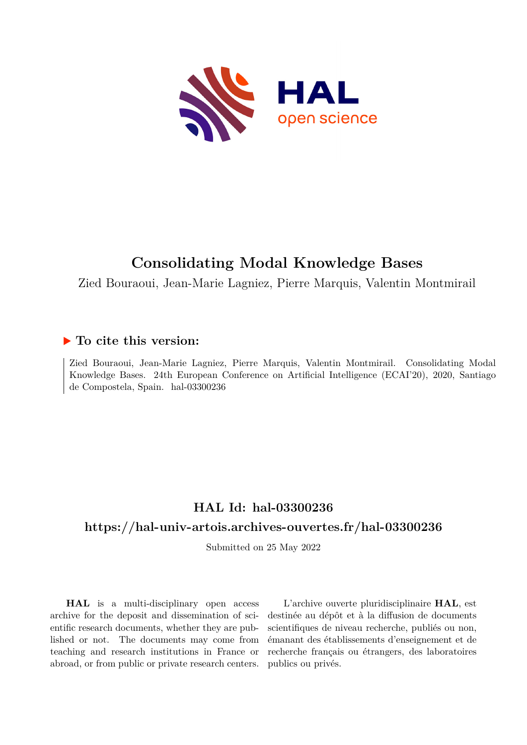# Consolidating Modal Knowledge Bases

Zied Bouraoui, Jean-Marie Lagniez, Pierre Marquis, Valentin Montmirail

## ▶ To cite this version:

Zied Bouraoui, Jean-Marie Lagniez, Pierre Marquis, Valentin Montmirail. Consolidating Modal Knowledge Bases. 24th European Conference on Artificial Intelligence (ECAI'20), 2020, Santiago de Compostela, Spain. hal-03300236

## HAL Id: hal-03300236

## https://hal-univ-artois.archives-ouvertes.fr/hal-03300236

Submitted on 25 May 2022

**HAL** is a multi-disciplinary open access archive for the deposit and dissemination of scientific research documents, whether they are published or not. The documents may come from teaching and research institutions in France or abroad, or from public or private research centers.

L'archive ouverte pluridisciplinaire **HAL**, est destinée au dépôt et à la diffusion de documents scientifiques de niveau recherche, publiés ou non, émanant des établissements d'enseignement et de recherche français ou étrangers, des laboratoires publics ou privés.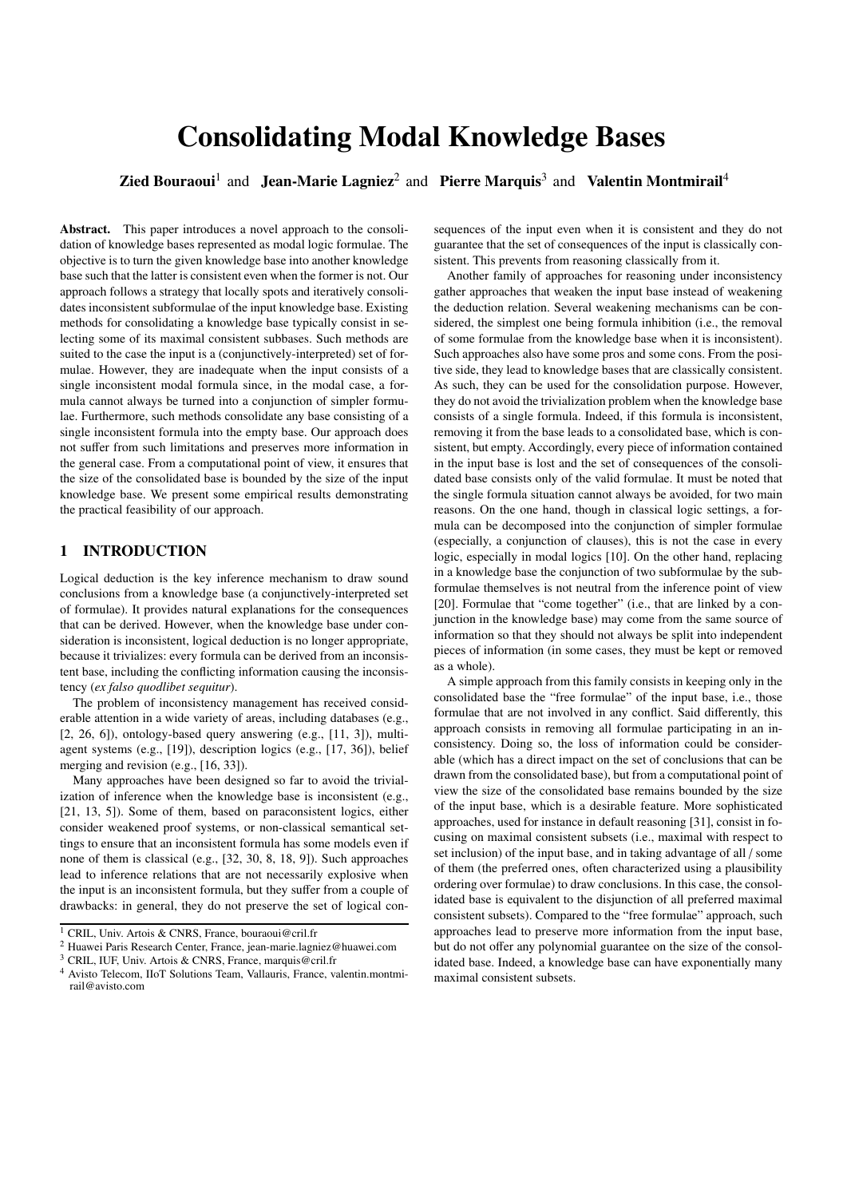# Consolidating Modal Knowledge Bases

**Zied Bouraoui**[1] and **Jean-Marie Lagniez**[2] and **Pierre Marquis**[3] and **Valentin Montmirail**[4]

**Abstract.** This paper introduces a novel approach to the consolidation of knowledge bases represented as modal logic formulae. The objective is to turn the given knowledge base into another knowledge base such that the latter is consistent even when the former is not. Our approach follows a strategy that locally spots and iteratively consolidates inconsistent subformulae of the input knowledge base. Existing methods for consolidating a knowledge base typically consist in selecting some of its maximal consistent subbases. Such methods are suited to the case the input is a (conjunctively-interpreted) set of formulae. However, they are inadequate when the input consists of a single inconsistent modal formula since, in the modal case, a formula cannot always be turned into a conjunction of simpler formulae. Furthermore, such methods consolidate any base consisting of a single inconsistent formula into the empty base. Our approach does not suffer from such limitations and preserves more information in the general case. From a computational point of view, it ensures that the size of the consolidated base is bounded by the size of the input knowledge base. We present some empirical results demonstrating the practical feasibility of our approach.

## 1 INTRODUCTION

Logical deduction is the key inference mechanism to draw sound conclusions from a knowledge base (a conjunctively-interpreted set of formulae). It provides natural explanations for the consequences that can be derived. However, when the knowledge base under consideration is inconsistent, logical deduction is no longer appropriate, because it trivializes: every formula can be derived from an inconsistent base, including the conflicting information causing the inconsistency (*ex falso quodlibet sequitur*).

The problem of inconsistency management has received considerable attention in a wide variety of areas, including databases (e.g., [2, 26, 6]), ontology-based query answering (e.g., [11, 3]), multi-agent systems (e.g., [19]), description logics (e.g., [17, 36]), belief merging and revision (e.g., [16, 33]).

Many approaches have been designed so far to avoid the trivialization of inference when the knowledge base is inconsistent (e.g., [21, 13, 5]). Some of them, based on paraconsistent logics, either consider weakened proof systems, or non-classical semantical settings to ensure that an inconsistent formula has some models even if none of them is classical (e.g., [32, 30, 8, 18, 9]). Such approaches lead to inference relations that are not necessarily explosive when the input is an inconsistent formula, but they suffer from a couple of drawbacks: in general, they do not preserve the set of logical consequences of the input even when it is consistent and they do not guarantee that the set of consequences of the input is classically consistent. This prevents from reasoning classically from it.

Another family of approaches for reasoning under inconsistency gather approaches that weaken the input base instead of weakening the deduction relation. Several weakening mechanisms can be considered, the simplest one being formula inhibition (i.e., the removal of some formulae from the knowledge base when it is inconsistent). Such approaches also have some pros and some cons. From the positive side, they lead to knowledge bases that are classically consistent. As such, they can be used for the consolidation purpose. However, they do not avoid the trivialization problem when the knowledge base consists of a single formula. Indeed, if this formula is inconsistent, removing it from the base leads to a consolidated base, which is consistent, but empty. Accordingly, every piece of information contained in the input base is lost and the set of consequences of the consolidated base consists only of the valid formulae. It must be noted that the single formula situation cannot always be avoided, for two main reasons. On the one hand, though in classical logic settings, a formula can be decomposed into the conjunction of simpler formulae (especially, a conjunction of clauses), this is not the case in every logic, especially in modal logics [10]. On the other hand, replacing in a knowledge base the conjunction of two subformulae by the subformulae themselves is not neutral from the inference point of view [20]. Formulae that "come together" (i.e., that are linked by a conjunction in the knowledge base) may come from the same source of information so that they should not always be split into independent pieces of information (in some cases, they must be kept or removed as a whole).

A simple approach from this family consists in keeping only in the consolidated base the "free formulae" of the input base, i.e., those formulae that are not involved in any conflict. Said differently, this approach consists in removing all formulae participating in an inconsistency. Doing so, the loss of information could be considerable (which has a direct impact on the set of conclusions that can be drawn from the consolidated base), but from a computational point of view the size of the consolidated base remains bounded by the size of the input base, which is a desirable feature. More sophisticated approaches, used for instance in default reasoning [31], consist in focusing on maximal consistent subsets (i.e., maximal with respect to set inclusion) of the input base, and in taking advantage of all / some of them (the preferred ones, often characterized using a plausibility ordering over formulae) to draw conclusions. In this case, the consolidated base is equivalent to the disjunction of all preferred maximal consistent subsets). Compared to the "free formulae" approach, such approaches lead to preserve more information from the input base, but do not offer any polynomial guarantee on the size of the consolidated base. Indeed, a knowledge base can have exponentially many maximal consistent subsets.

---

[1] CRIL, Univ. Artois & CNRS, France, bouraoui@cril.fr
[2] Huawei Paris Research Center, France, jean-marie.lagniez@huawei.com
[3] CRIL, IUF, Univ. Artois & CNRS, France, marquis@cril.fr
[4] Avisto Telecom, IIoT Solutions Team, Vallauris, France, valentin.montmirail@avisto.com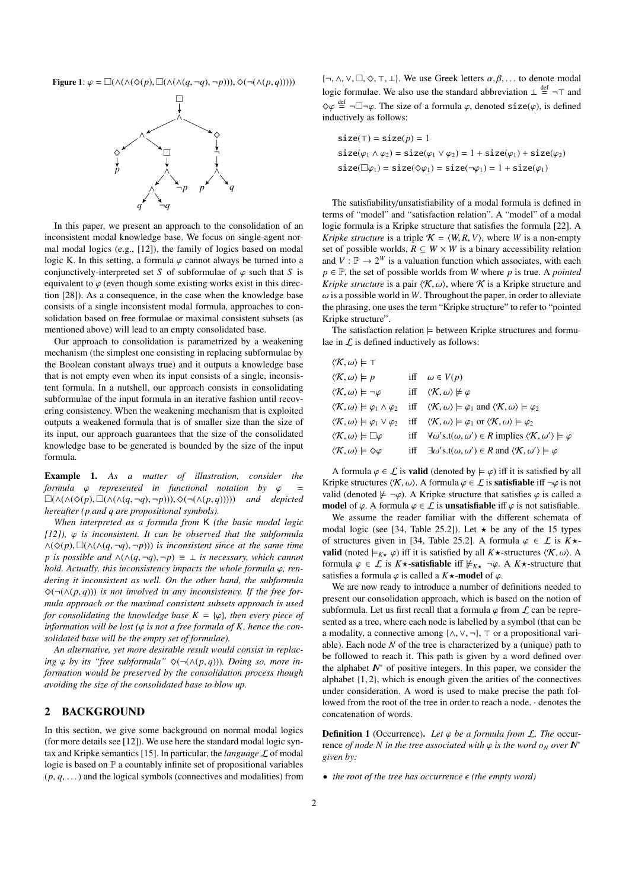**Figure 1**: $\varphi = \Box(\wedge(\wedge(\Diamond(p), \Box(\wedge(\wedge(q, \neg q), \neg p))), \Diamond(\neg(\wedge(p, q)))))$

In this paper, we present an approach to the consolidation of an inconsistent modal knowledge base. We focus on single-agent normal modal logics (e.g., [12]), the family of logics based on modal logic K. In this setting, a formula $\varphi$ cannot always be turned into a conjunctively-interpreted set $S$ of subformulae of $\varphi$ such that $S$ is equivalent to $\varphi$ (even though some existing works exist in this direction [28]). As a consequence, in the case when the knowledge base consists of a single inconsistent modal formula, approaches to consolidation based on free formulae or maximal consistent subsets (as mentioned above) will lead to an empty consolidated base.

Our approach to consolidation is parametrized by a weakening mechanism (the simplest one consisting in replacing subformulae by the Boolean constant always true) and it outputs a knowledge base that is not empty even when its input consists of a single, inconsistent formula. In a nutshell, our approach consists in consolidating subformulae of the input formula in an iterative fashion until recovering consistency. When the weakening mechanism that is exploited outputs a weakened formula that is of smaller size than the size of its input, our approach guarantees that the size of the consolidated knowledge base to be generated is bounded by the size of the input formula.

**Example 1.** *As a matter of illustration, consider the formula $\varphi$ represented in functional notation by $\varphi = \Box(\wedge(\wedge(\Diamond(p), \Box(\wedge(\wedge(q, \neg q), \neg p))), \Diamond(\neg(\wedge(p, q)))))$ and depicted hereafter ($p$ and $q$ are propositional symbols).*

*When interpreted as a formula from* K *(the basic modal logic [12]), $\varphi$ is inconsistent. It can be observed that the subformula $\wedge(\Diamond(p), \Box(\wedge(\wedge(q, \neg q), \neg p)))$ is inconsistent since at the same time $p$ is possible and $\wedge(\wedge(q, \neg q), \neg p) \equiv \bot$ is necessary, which cannot hold. Actually, this inconsistency impacts the whole formula $\varphi$, rendering it inconsistent as well. On the other hand, the subformula $\Diamond(\neg(\wedge(p, q)))$ is not involved in any inconsistency. If the free formula approach or the maximal consistent subsets approach is used for consolidating the knowledge base $K = \{\varphi\}$, then every piece of information will be lost ($\varphi$ is not a free formula of $K$, hence the consolidated base will be the empty set of formulae).*

*An alternative, yet more desirable result would consist in replacing $\varphi$ by its "free subformula" $\Diamond(\neg(\wedge(p, q)))$. Doing so, more information would be preserved by the consolidation process though avoiding the size of the consolidated base to blow up.*

## 2 BACKGROUND

In this section, we give some background on normal modal logics (for more details see [12]). We use here the standard modal logic syntax and Kripke semantics [15]. In particular, the *language* $\mathcal{L}$ of modal logic is based on $\mathbb{P}$ a countably infinite set of propositional variables $(p, q, \ldots)$ and the logical symbols (connectives and modalities) from $\{\neg, \wedge, \vee, \Box, \Diamond, \top, \bot\}$. We use Greek letters $\alpha, \beta, \ldots$ to denote modal logic formulae. We also use the standard abbreviation $\bot \stackrel{\text{def}}{=} \neg\top$ and $\Diamond\varphi \stackrel{\text{def}}{=} \neg\Box\neg\varphi$. The size of a formula $\varphi$, denoted $\texttt{size}(\varphi)$, is defined inductively as follows:

$$\texttt{size}(\top) = \texttt{size}(p) = 1$$
$$\texttt{size}(\varphi_1 \wedge \varphi_2) = \texttt{size}(\varphi_1 \vee \varphi_2) = 1 + \texttt{size}(\varphi_1) + \texttt{size}(\varphi_2)$$
$$\texttt{size}(\Box\varphi_1) = \texttt{size}(\Diamond\varphi_1) = \texttt{size}(\neg\varphi_1) = 1 + \texttt{size}(\varphi_1)$$

The satisfiability/unsatisfiability of a modal formula is defined in terms of "model" and "satisfaction relation". A "model" of a modal logic formula is a Kripke structure that satisfies the formula [22]. A *Kripke structure* is a triple $\mathcal{K} = \langle W, R, V\rangle$, where $W$ is a non-empty set of possible worlds, $R \subseteq W \times W$ is a binary accessibility relation and $V : \mathbb{P} \to 2^W$ is a valuation function which associates, with each $p \in \mathbb{P}$, the set of possible worlds from $W$ where $p$ is true. A *pointed Kripke structure* is a pair $\langle\mathcal{K}, \omega\rangle$, where $\mathcal{K}$ is a Kripke structure and $\omega$ is a possible world in $W$. Throughout the paper, in order to alleviate the phrasing, one uses the term "Kripke structure" to refer to "pointed Kripke structure".

The satisfaction relation $\models$ between Kripke structures and formulae in $\mathcal{L}$ is defined inductively as follows:

$$
\begin{array}{lll}
\langle\mathcal{K}, \omega\rangle \models \top & & \\
\langle\mathcal{K}, \omega\rangle \models p & \text{iff} & \omega \in V(p) \\
\langle\mathcal{K}, \omega\rangle \models \neg\varphi & \text{iff} & \langle\mathcal{K}, \omega\rangle \not\models \varphi \\
\langle\mathcal{K}, \omega\rangle \models \varphi_1 \wedge \varphi_2 & \text{iff} & \langle\mathcal{K}, \omega\rangle \models \varphi_1 \text{ and } \langle\mathcal{K}, \omega\rangle \models \varphi_2 \\
\langle\mathcal{K}, \omega\rangle \models \varphi_1 \vee \varphi_2 & \text{iff} & \langle\mathcal{K}, \omega\rangle \models \varphi_1 \text{ or } \langle\mathcal{K}, \omega\rangle \models \varphi_2 \\
\langle\mathcal{K}, \omega\rangle \models \Box\varphi & \text{iff} & \forall\omega' \text{s.t.} (\omega, \omega') \in R \text{ implies } \langle\mathcal{K}, \omega'\rangle \models \varphi \\
\langle\mathcal{K}, \omega\rangle \models \Diamond\varphi & \text{iff} & \exists\omega' \text{s.t.} (\omega, \omega') \in R \text{ and } \langle\mathcal{K}, \omega'\rangle \models \varphi
\end{array}
$$

A formula $\varphi \in \mathcal{L}$ is **valid** (denoted by $\models \varphi$) iff it is satisfied by all Kripke structures $\langle\mathcal{K}, \omega\rangle$. A formula $\varphi \in \mathcal{L}$ is **satisfiable** iff $\neg\varphi$ is not valid (denoted $\not\models \neg\varphi$). A Kripke structure that satisfies $\varphi$ is called a **model** of $\varphi$. A formula $\varphi \in \mathcal{L}$ is **unsatisfiable** iff $\varphi$ is not satisfiable.

We assume the reader familiar with the different schemata of modal logic (see [34, Table 25.2]). Let $\star$ be any of the 15 types of structures given in [34, Table 25.2]. A formula $\varphi \in \mathcal{L}$ is $K\star$-**valid** (noted $\models_{K\star} \varphi$) iff it is satisfied by all $K\star$-structures $\langle\mathcal{K}, \omega\rangle$. A formula $\varphi \in \mathcal{L}$ is $K\star$-**satisfiable** iff $\not\models_{K\star} \neg\varphi$. A $K\star$-structure that satisfies a formula $\varphi$ is called a $K\star$-**model** of $\varphi$.

We are now ready to introduce a number of definitions needed to present our consolidation approach, which is based on the notion of subformula. Let us first recall that a formula $\varphi$ from $\mathcal{L}$ can be represented as a tree, where each node is labelled by a symbol (that can be a modality, a connective among $\{\wedge, \vee, \neg\}$, $\top$ or a propositional variable). Each node $N$ of the tree is characterized by a (unique) path to be followed to reach it. This path is given by a word defined over the alphabet $\mathbb{N}^*$ of positive integers. In this paper, we consider the alphabet $\{1, 2\}$, which is enough given the arities of the connectives under consideration. A word is used to make precise the path followed from the root of the tree in order to reach a node. $\cdot$ denotes the concatenation of words.

**Definition 1** (Occurrence)**.** *Let $\varphi$ be a formula from $\mathcal{L}$. The* occurrence *of node $N$ in the tree associated with $\varphi$ is the word $o_N$ over $\mathbb{N}^*$ given by:*

- *the root of the tree has occurrence $\epsilon$ (the empty word)*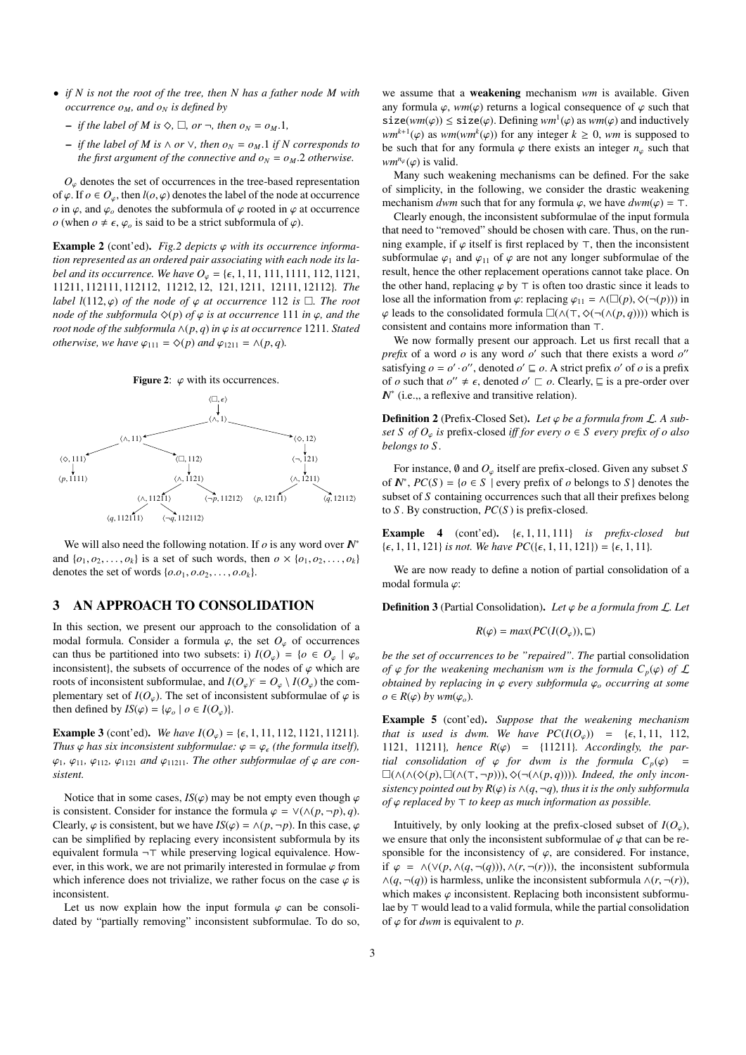- *if $N$ is not the root of the tree, then $N$ has a father node $M$ with occurrence $o_M$, and $o_N$ is defined by*
  - *if the label of $M$ is $\Diamond$, $\Box$, or $\neg$, then $o_N = o_M.1$,*
  - *if the label of $M$ is $\wedge$ or $\vee$, then $o_N = o_M.1$ if $N$ corresponds to the first argument of the connective and $o_N = o_M.2$ otherwise.*

$O_\varphi$ denotes the set of occurrences in the tree-based representation of $\varphi$. If $o \in O_\varphi$, then $l(o, \varphi)$ denotes the label of the node at occurrence $o$ in $\varphi$, and $\varphi_o$ denotes the subformula of $\varphi$ rooted in $\varphi$ at occurrence $o$ (when $o \neq \epsilon$, $\varphi_o$ is said to be a strict subformula of $\varphi$).

**Example 2** (cont'ed). *Fig.2 depicts $\varphi$ with its occurrence information represented as an ordered pair associating with each node its label and its occurrence. We have $O_\varphi = \{\epsilon, 1, 11, 111, 1111, 112, 1121, 11211, 112111, 112112, 11212, 12, 121, 1211, 12111, 12112\}$. The label $l(112, \varphi)$ of the node of $\varphi$ at occurrence 112 is $\Box$. The root node of the subformula $\Diamond(p)$ of $\varphi$ is at occurrence 111 in $\varphi$, and the root node of the subformula $\wedge(p, q)$ in $\varphi$ is at occurrence 1211. Stated otherwise, we have $\varphi_{111} = \Diamond(p)$ and $\varphi_{1211} = \wedge(p, q)$.*

**Figure 2**: $\varphi$ with its occurrences.

We will also need the following notation. If $o$ is any word over $\mathbb{N}^*$ and $\{o_1, o_2, \ldots, o_k\}$ is a set of such words, then $o \times \{o_1, o_2, \ldots, o_k\}$ denotes the set of words $\{o.o_1, o.o_2, \ldots, o.o_k\}$.

## 3 AN APPROACH TO CONSOLIDATION

In this section, we present our approach to the consolidation of a modal formula. Consider a formula $\varphi$, the set $O_\varphi$ of occurrences can thus be partitioned into two subsets: i) $I(O_\varphi) = \{o \in O_\varphi \mid \varphi_o$ inconsistent$\}$, the subsets of occurrence of the nodes of $\varphi$ which are roots of inconsistent subformulae, and $I(O_\varphi)^c = O_\varphi \setminus I(O_\varphi)$ the complementary set of $I(O_\varphi)$. The set of inconsistent subformulae of $\varphi$ is then defined by $IS(\varphi) = \{\varphi_o \mid o \in I(O_\varphi)\}$.

**Example 3** (cont'ed). *We have $I(O_\varphi) = \{\epsilon, 1, 11, 112, 1121, 11211\}$. Thus $\varphi$ has six inconsistent subformulae: $\varphi = \varphi_\epsilon$ (the formula itself), $\varphi_1$, $\varphi_{11}$, $\varphi_{112}$, $\varphi_{1121}$ and $\varphi_{11211}$. The other subformulae of $\varphi$ are consistent.*

Notice that in some cases, $IS(\varphi)$ may be not empty even though $\varphi$ is consistent. Consider for instance the formula $\varphi = \vee(\wedge(p, \neg p), q)$. Clearly, $\varphi$ is consistent, but we have $IS(\varphi) = \wedge(p, \neg p)$. In this case, $\varphi$ can be simplified by replacing every inconsistent subformula by its equivalent formula $\neg\top$ while preserving logical equivalence. However, in this work, we are not primarily interested in formulae $\varphi$ from which inference does not trivialize, we rather focus on the case $\varphi$ is inconsistent.

Let us now explain how the input formula $\varphi$ can be consolidated by "partially removing" inconsistent subformulae. To do so, we assume that a **weakening** mechanism $wm$ is available. Given any formula $\varphi$, $wm(\varphi)$ returns a logical consequence of $\varphi$ such that $\texttt{size}(wm(\varphi)) \leq \texttt{size}(\varphi)$. Defining $wm^1(\varphi)$ as $wm(\varphi)$ and inductively $wm^{k+1}(\varphi)$ as $wm(wm^k(\varphi))$ for any integer $k \geq 0$, $wm$ is supposed to be such that for any formula $\varphi$ there exists an integer $n_\varphi$ such that $wm^{n_\varphi}(\varphi)$ is valid.

Many such weakening mechanisms can be defined. For the sake of simplicity, in the following, we consider the drastic weakening mechanism $dwm$ such that for any formula $\varphi$, we have $dwm(\varphi) = \top$.

Clearly enough, the inconsistent subformulae of the input formula that need to "removed" should be chosen with care. Thus, on the running example, if $\varphi$ itself is first replaced by $\top$, then the inconsistent subformulae $\varphi_1$ and $\varphi_{11}$ of $\varphi$ are not any longer subformulae of the result, hence the other replacement operations cannot take place. On the other hand, replacing $\varphi$ by $\top$ is often too drastic since it leads to lose all the information from $\varphi$: replacing $\varphi_{11} = \wedge(\Box(p), \Diamond(\neg(p)))$ in $\varphi$ leads to the consolidated formula $\Box(\wedge(\top, \Diamond(\neg(\wedge(p, q)))))$ which is consistent and contains more information than $\top$.

We now formally present our approach. Let us first recall that a *prefix* of a word $o$ is any word $o'$ such that there exists a word $o''$ satisfying $o = o' \cdot o''$, denoted $o' \sqsubseteq o$. A strict prefix $o'$ of $o$ is a prefix of $o$ such that $o'' \neq \epsilon$, denoted $o' \sqsubset o$. Clearly, $\sqsubseteq$ is a pre-order over $\mathbb{N}^*$ (i.e.,, a reflexive and transitive relation).

**Definition 2** (Prefix-Closed Set). *Let $\varphi$ be a formula from $\mathcal{L}$. A subset $S$ of $O_\varphi$ is* prefix-closed *iff for every $o \in S$ every prefix of $o$ also belongs to $S$.*

For instance, $\emptyset$ and $O_\varphi$ itself are prefix-closed. Given any subset $S$ of $\mathbb{N}^*$, $PC(S) = \{o \in S \mid$ every prefix of $o$ belongs to $S\}$ denotes the subset of $S$ containing occurrences such that all their prefixes belong to $S$. By construction, $PC(S)$ is prefix-closed.

**Example 4** (cont'ed). *$\{\epsilon, 1, 11, 111\}$ is prefix-closed but $\{\epsilon, 1, 11, 121\}$ is not. We have $PC(\{\epsilon, 1, 11, 121\}) = \{\epsilon, 1, 11\}$.*

We are now ready to define a notion of partial consolidation of a modal formula $\varphi$:

**Definition 3** (Partial Consolidation). *Let $\varphi$ be a formula from $\mathcal{L}$. Let*

$$R(\varphi) = max(PC(I(O_\varphi)), \sqsubseteq)$$

*be the set of occurrences to be "repaired". The* partial consolidation *of $\varphi$ for the weakening mechanism $wm$ is the formula $C_p(\varphi)$ of $\mathcal{L}$ obtained by replacing in $\varphi$ every subformula $\varphi_o$ occurring at some $o \in R(\varphi)$ by $wm(\varphi_o)$.*

**Example 5** (cont'ed). *Suppose that the weakening mechanism that is used is $dwm$. We have $PC(I(O_\varphi)) = \{\epsilon, 1, 11, 112, 1121, 11211\}$, hence $R(\varphi) = \{11211\}$. Accordingly, the partial consolidation of $\varphi$ for $dwm$ is the formula $C_p(\varphi) = \Box(\wedge(\wedge(\Diamond(p), \Box(\wedge(\top, \neg p))), \Diamond(\neg(\wedge(p, q)))))$. Indeed, the only inconsistency pointed out by $R(\varphi)$ is $\wedge(q, \neg q)$, thus it is the only subformula of $\varphi$ replaced by $\top$ to keep as much information as possible.*

Intuitively, by only looking at the prefix-closed subset of $I(O_\varphi)$, we ensure that only the inconsistent subformulae of $\varphi$ that can be responsible for the inconsistency of $\varphi$, are considered. For instance, if $\varphi = \wedge(\vee(p, \wedge(q, \neg(q))), \wedge(r, \neg(r)))$, the inconsistent subformula $\wedge(q, \neg(q))$ is harmless, unlike the inconsistent subformula $\wedge(r, \neg(r))$, which makes $\varphi$ inconsistent. Replacing both inconsistent subformulae by $\top$ would lead to a valid formula, while the partial consolidation of $\varphi$ for $dwm$ is equivalent to $p$.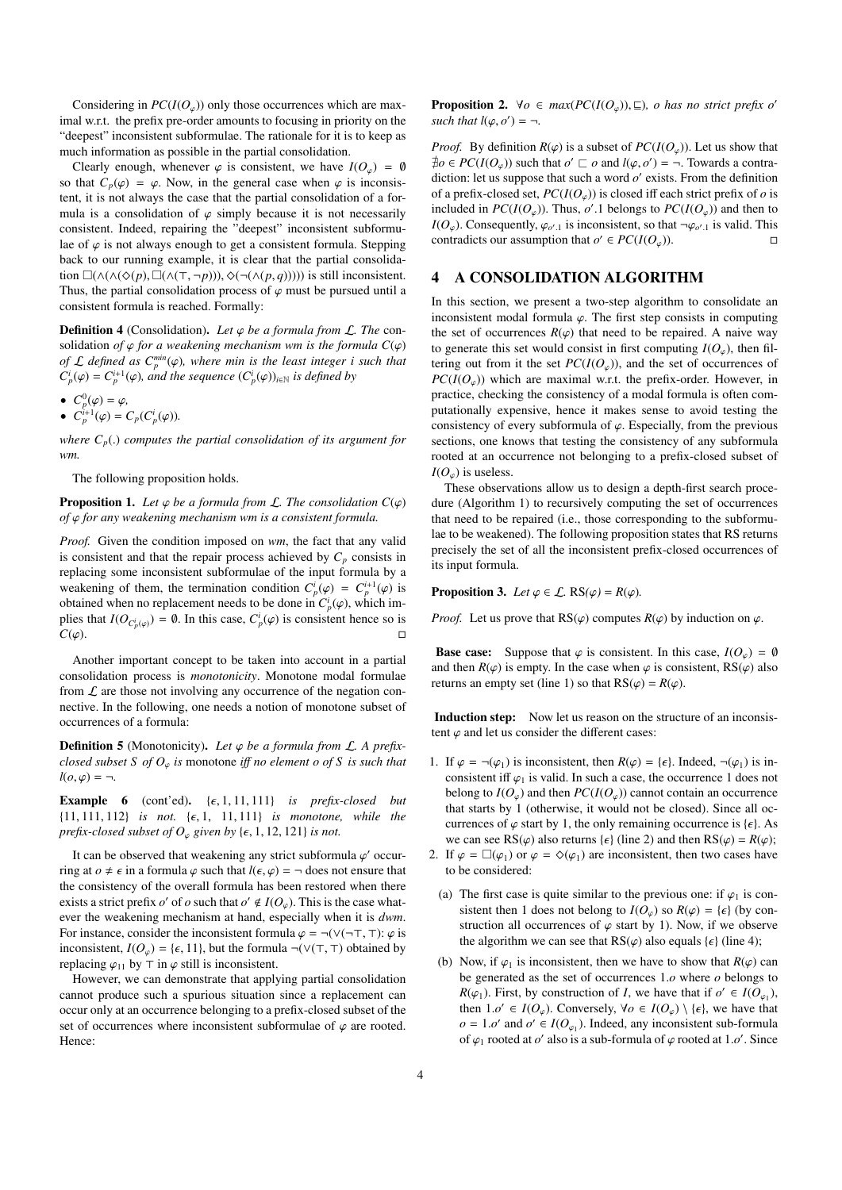Considering in $PC(I(O_\varphi))$ only those occurrences which are maximal w.r.t. the prefix pre-order amounts to focusing in priority on the "deepest" inconsistent subformulae. The rationale for it is to keep as much information as possible in the partial consolidation.

Clearly enough, whenever $\varphi$ is consistent, we have $I(O_\varphi) = \emptyset$ so that $C_p(\varphi) = \varphi$. Now, in the general case when $\varphi$ is inconsistent, it is not always the case that the partial consolidation of a formula is a consolidation of $\varphi$ simply because it is not necessarily consistent. Indeed, repairing the "deepest" inconsistent subformulae of $\varphi$ is not always enough to get a consistent formula. Stepping back to our running example, it is clear that the partial consolidation $\Box(\wedge(\wedge(\Diamond(p), \Box(\wedge(\top, \neg p))), \Diamond(\neg(\wedge(p, q)))))$ is still inconsistent. Thus, the partial consolidation process of $\varphi$ must be pursued until a consistent formula is reached. Formally:

**Definition 4** (Consolidation). *Let $\varphi$ be a formula from $\mathcal{L}$. The consolidation of $\varphi$ for a weakening mechanism wm is the formula $C(\varphi)$ of $\mathcal{L}$ defined as $C_p^{min}(\varphi)$, where min is the least integer $i$ such that $C_p^i(\varphi) = C_p^{i+1}(\varphi)$, and the sequence $(C_p^i(\varphi))_{i\in\mathbb{N}}$ is defined by*

- $C_p^0(\varphi) = \varphi$,
- $C_p^{i+1}(\varphi) = C_p(C_p^i(\varphi))$.

*where $C_p(.)$ computes the partial consolidation of its argument for wm.*

The following proposition holds.

**Proposition 1.** *Let $\varphi$ be a formula from $\mathcal{L}$. The consolidation $C(\varphi)$ of $\varphi$ for any weakening mechanism wm is a consistent formula.*

*Proof.* Given the condition imposed on *wm*, the fact that any valid is consistent and that the repair process achieved by $C_p$ consists in replacing some inconsistent subformulae of the input formula by a weakening of them, the termination condition $C_p^i(\varphi) = C_p^{i+1}(\varphi)$ is obtained when no replacement needs to be done in $C_p^i(\varphi)$, which implies that $I(O_{C_p^i(\varphi)}) = \emptyset$. In this case, $C_p^i(\varphi)$ is consistent hence so is $C(\varphi)$. □

Another important concept to be taken into account in a partial consolidation process is *monotonicity*. Monotone modal formulae from $\mathcal{L}$ are those not involving any occurrence of the negation connective. In the following, one needs a notion of monotone subset of occurrences of a formula:

**Definition 5** (Monotonicity). *Let $\varphi$ be a formula from $\mathcal{L}$. A prefix-closed subset $S$ of $O_\varphi$ is* monotone *iff no element $o$ of $S$ is such that $l(o, \varphi) = \neg$.*

**Example 6** (cont'ed). *$\{\epsilon, 1, 11, 111\}$ is prefix-closed but $\{11, 111, 112\}$ is not. $\{\epsilon, 1, 11, 111\}$ is monotone, while the prefix-closed subset of $O_\varphi$ given by $\{\epsilon, 1, 12, 121\}$ is not.*

It can be observed that weakening any strict subformula $\varphi'$ occurring at $o \neq \epsilon$ in a formula $\varphi$ such that $l(\epsilon, \varphi) = \neg$ does not ensure that the consistency of the overall formula has been restored when there exists a strict prefix $o'$ of $o$ such that $o' \notin I(O_\varphi)$. This is the case whatever the weakening mechanism at hand, especially when it is *dwm*. For instance, consider the inconsistent formula $\varphi = \neg(\vee(\neg\top, \top))$: $\varphi$ is inconsistent, $I(O_\varphi) = \{\epsilon, 11\}$, but the formula $\neg(\vee(\top, \top))$ obtained by replacing $\varphi_{11}$ by $\top$ in $\varphi$ still is inconsistent.

However, we can demonstrate that applying partial consolidation cannot produce such a spurious situation since a replacement can occur only at an occurrence belonging to a prefix-closed subset of the set of occurrences where inconsistent subformulae of $\varphi$ are rooted. Hence:

**Proposition 2.** *$\forall o \in max(PC(I(O_\varphi)), \sqsubseteq)$, $o$ has no strict prefix $o'$ such that $l(\varphi, o') = \neg$.*

*Proof.* By definition $R(\varphi)$ is a subset of $PC(I(O_\varphi))$. Let us show that $\nexists o \in PC(I(O_\varphi))$ such that $o' \sqsubset o$ and $l(\varphi, o') = \neg$. Towards a contradiction: let us suppose that such a word $o'$ exists. From the definition of a prefix-closed set, $PC(I(O_\varphi))$ is closed iff each strict prefix of $o$ is included in $PC(I(O_\varphi))$. Thus, $o'.1$ belongs to $PC(I(O_\varphi))$ and then to $I(O_\varphi)$. Consequently, $\varphi_{o'.1}$ is inconsistent, so that $\neg\varphi_{o'.1}$ is valid. This contradicts our assumption that $o' \in PC(I(O_\varphi))$. □

## 4 A CONSOLIDATION ALGORITHM

In this section, we present a two-step algorithm to consolidate an inconsistent modal formula $\varphi$. The first step consists in computing the set of occurrences $R(\varphi)$ that need to be repaired. A naive way to generate this set would consist in first computing $I(O_\varphi)$, then filtering out from it the set $PC(I(O_\varphi))$, and the set of occurrences of $PC(I(O_\varphi))$ which are maximal w.r.t. the prefix-order. However, in practice, checking the consistency of a modal formula is often computationally expensive, hence it makes sense to avoid testing the consistency of every subformula of $\varphi$. Especially, from the previous sections, one knows that testing the consistency of any subformula rooted at an occurrence not belonging to a prefix-closed subset of $I(O_\varphi)$ is useless.

These observations allow us to design a depth-first search procedure (Algorithm 1) to recursively computing the set of occurrences that need to be repaired (i.e., those corresponding to the subformulae to be weakened). The following proposition states that RS returns precisely the set of all the inconsistent prefix-closed occurrences of its input formula.

**Proposition 3.** *Let $\varphi \in \mathcal{L}$. $\mathrm{RS}(\varphi) = R(\varphi)$.*

*Proof.* Let us prove that $\mathrm{RS}(\varphi)$ computes $R(\varphi)$ by induction on $\varphi$.

**Base case:** Suppose that $\varphi$ is consistent. In this case, $I(O_\varphi) = \emptyset$ and then $R(\varphi)$ is empty. In the case when $\varphi$ is consistent, $\mathrm{RS}(\varphi)$ also returns an empty set (line 1) so that $\mathrm{RS}(\varphi) = R(\varphi)$.

**Induction step:** Now let us reason on the structure of an inconsistent $\varphi$ and let us consider the different cases:

1. If $\varphi = \neg(\varphi_1)$ is inconsistent, then $R(\varphi) = \{\epsilon\}$. Indeed, $\neg(\varphi_1)$ is inconsistent iff $\varphi_1$ is valid. In such a case, the occurrence 1 does not belong to $I(O_\varphi)$ and then $PC(I(O_\varphi))$ cannot contain an occurrence that starts by 1 (otherwise, it would not be closed). Since all occurrences of $\varphi$ start by 1, the only remaining occurrence is $\{\epsilon\}$. As we can see $\mathrm{RS}(\varphi)$ also returns $\{\epsilon\}$ (line 2) and then $\mathrm{RS}(\varphi) = R(\varphi)$;
2. If $\varphi = \Box(\varphi_1)$ or $\varphi = \Diamond(\varphi_1)$ are inconsistent, then two cases have to be considered:
   (a) The first case is quite similar to the previous one: if $\varphi_1$ is consistent then 1 does not belong to $I(O_\varphi)$ so $R(\varphi) = \{\epsilon\}$ (by construction all occurrences of $\varphi$ start by 1). Now, if we observe the algorithm we can see that $\mathrm{RS}(\varphi)$ also equals $\{\epsilon\}$ (line 4);
   (b) Now, if $\varphi_1$ is inconsistent, then we have to show that $R(\varphi)$ can be generated as the set of occurrences $1.o$ where $o$ belongs to $R(\varphi_1)$. First, by construction of $I$, we have that if $o' \in I(O_{\varphi_1})$, then $1.o' \in I(O_\varphi)$. Conversely, $\forall o \in I(O_\varphi) \setminus \{\epsilon\}$, we have that $o = 1.o'$ and $o' \in I(O_{\varphi_1})$. Indeed, any inconsistent sub-formula of $\varphi_1$ rooted at $o'$ also is a sub-formula of $\varphi$ rooted at $1.o'$. Since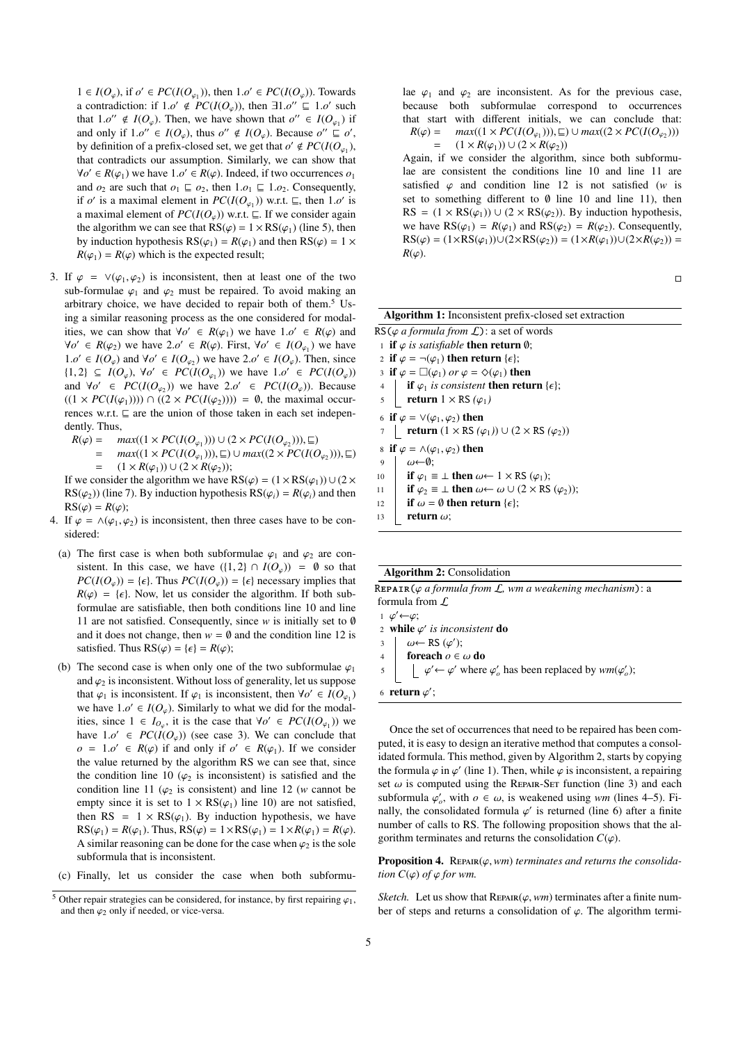$1 \in I(O_\varphi)$, if $o' \in PC(I(O_{\varphi_1}))$, then $1.o' \in PC(I(O_\varphi))$. Towards a contradiction: if $1.o' \notin PC(I(O_\varphi))$, then $\exists 1.o'' \sqsubseteq 1.o'$ such that $1.o'' \notin I(O_\varphi)$. Then, we have shown that $o'' \in I(O_{\varphi_1})$ if and only if $1.o'' \in I(O_\varphi)$, thus $o'' \notin I(O_\varphi)$. Because $o'' \sqsubseteq o'$, by definition of a prefix-closed set, we get that $o' \notin PC(I(O_{\varphi_1}))$, that contradicts our assumption. Similarly, we can show that $\forall o' \in R(\varphi_1)$ we have $1.o' \in R(\varphi)$. Indeed, if two occurrences $o_1$ and $o_2$ are such that $o_1 \sqsubseteq o_2$, then $1.o_1 \sqsubseteq 1.o_2$. Consequently, if $o'$ is a maximal element in $PC(I(O_{\varphi_1}))$ w.r.t. $\sqsubseteq$, then $1.o'$ is a maximal element of $PC(I(O_\varphi))$ w.r.t. $\sqsubseteq$. If we consider again the algorithm we can see that $\mathrm{RS}(\varphi) = 1 \times \mathrm{RS}(\varphi_1)$ (line 5), then by induction hypothesis $\mathrm{RS}(\varphi_1) = R(\varphi_1)$ and then $\mathrm{RS}(\varphi) = 1 \times R(\varphi_1) = R(\varphi)$ which is the expected result;

3. If $\varphi = \vee(\varphi_1, \varphi_2)$ is inconsistent, then at least one of the two sub-formulae $\varphi_1$ and $\varphi_2$ must be repaired. To avoid making an arbitrary choice, we have decided to repair both of them.[5] Using a similar reasoning process as the one considered for modalities, we can show that $\forall o' \in R(\varphi_1)$ we have $1.o' \in R(\varphi)$ and $\forall o' \in R(\varphi_2)$ we have $2.o' \in R(\varphi)$. First, $\forall o' \in I(O_{\varphi_1})$ we have $1.o' \in I(O_\varphi)$ and $\forall o' \in I(O_{\varphi_2})$ we have $2.o' \in I(O_\varphi)$. Then, since $\{1, 2\} \subseteq I(O_\varphi)$, $\forall o' \in PC(I(O_{\varphi_1}))$ we have $1.o' \in PC(I(O_\varphi))$ and $\forall o' \in PC(I(O_{\varphi_2}))$ we have $2.o' \in PC(I(O_\varphi))$. Because $((1 \times PC(I(\varphi_1)))) \cap ((2 \times PC(I(\varphi_2)))) = \emptyset$, the maximal occurrences w.r.t. $\sqsubseteq$ are the union of those taken in each set independently. Thus,
$$\begin{aligned} R(\varphi) &= max((1 \times PC(I(O_{\varphi_1}))) \cup (2 \times PC(I(O_{\varphi_2}))), \sqsubseteq) \\ &= max((1 \times PC(I(O_{\varphi_1}))), \sqsubseteq) \cup max((2 \times PC(I(O_{\varphi_2}))), \sqsubseteq) \\ &= (1 \times R(\varphi_1)) \cup (2 \times R(\varphi_2)); \end{aligned}$$
If we consider the algorithm we have $\mathrm{RS}(\varphi) = (1 \times \mathrm{RS}(\varphi_1)) \cup (2 \times \mathrm{RS}(\varphi_2))$ (line 7). By induction hypothesis $\mathrm{RS}(\varphi_i) = R(\varphi_i)$ and then $\mathrm{RS}(\varphi) = R(\varphi)$;

4. If $\varphi = \wedge(\varphi_1, \varphi_2)$ is inconsistent, then three cases have to be considered:
   (a) The first case is when both subformulae $\varphi_1$ and $\varphi_2$ are consistent. In this case, we have $(\{1, 2\} \cap I(O_\varphi)) = \emptyset$ so that $PC(I(O_\varphi)) = \{\epsilon\}$. Thus $PC(I(O_\varphi)) = \{\epsilon\}$ necessary implies that $R(\varphi) = \{\epsilon\}$. Now, let us consider the algorithm. If both subformulae are satisfiable, then both conditions line 10 and line 11 are not satisfied. Consequently, since $w$ is initially set to $\emptyset$ and it does not change, then $w = \emptyset$ and the condition line 12 is satisfied. Thus $\mathrm{RS}(\varphi) = \{\epsilon\} = R(\varphi)$;
   (b) The second case is when only one of the two subformulae $\varphi_1$ and $\varphi_2$ is inconsistent. Without loss of generality, let us suppose that $\varphi_1$ is inconsistent. If $\varphi_1$ is inconsistent, then $\forall o' \in I(O_{\varphi_1})$ we have $1.o' \in I(O_\varphi)$. Similarly to what we did for the modalities, since $1 \in I_{O_\varphi}$, it is the case that $\forall o' \in PC(I(O_{\varphi_1}))$ we have $1.o' \in PC(I(O_\varphi))$ (see case 3). We can conclude that $o = 1.o' \in R(\varphi)$ if and only if $o' \in R(\varphi_1)$. If we consider the value returned by the algorithm RS we can see that, since the condition line 10 ($\varphi_2$ is inconsistent) is satisfied and the condition line 11 ($\varphi_2$ is consistent) and line 12 ($w$ cannot be empty since it is set to $1 \times \mathrm{RS}(\varphi_1)$ line 10) are not satisfied, then $\mathrm{RS} = 1 \times \mathrm{RS}(\varphi_1)$. By induction hypothesis, we have $\mathrm{RS}(\varphi_1) = R(\varphi_1)$. Thus, $\mathrm{RS}(\varphi) = 1 \times \mathrm{RS}(\varphi_1) = 1 \times R(\varphi_1) = R(\varphi)$. A similar reasoning can be done for the case when $\varphi_2$ is the sole subformula that is inconsistent.
   (c) Finally, let us consider the case when both subformulae $\varphi_1$ and $\varphi_2$ are inconsistent. As for the previous case, because both subformulae correspond to occurrences that start with different initials, we can conclude that:
   $$\begin{aligned} R(\varphi) &= max((1 \times PC(I(O_{\varphi_1}))), \sqsubseteq) \cup max((2 \times PC(I(O_{\varphi_2}))) \\ &= (1 \times R(\varphi_1)) \cup (2 \times R(\varphi_2)) \end{aligned}$$
   Again, if we consider the algorithm, since both subformulae are consistent the conditions line 10 and line 11 are satisfied $\varphi$ and condition line 12 is not satisfied ($w$ is set to something different to $\emptyset$ line 10 and line 11), then $\mathrm{RS} = (1 \times \mathrm{RS}(\varphi_1)) \cup (2 \times \mathrm{RS}(\varphi_2))$. By induction hypothesis, we have $\mathrm{RS}(\varphi_1) = R(\varphi_1)$ and $\mathrm{RS}(\varphi_2) = R(\varphi_2)$. Consequently, $\mathrm{RS}(\varphi) = (1 \times \mathrm{RS}(\varphi_1)) \cup (2 \times \mathrm{RS}(\varphi_2)) = (1 \times R(\varphi_1)) \cup (2 \times R(\varphi_2)) = R(\varphi)$.

□

[5] Other repair strategies can be considered, for instance, by first repairing $\varphi_1$, and then $\varphi_2$ only if needed, or vice-versa.

**Algorithm 1:** Inconsistent prefix-closed set extraction

```
RS(φ a formula from L): a set of words
1  if φ is satisfiable then return ∅;
2  if φ = ¬(φ1) then return {ε};
3  if φ = □(φ1) or φ = ◇(φ1) then
4      if φ1 is consistent then return {ε};
5      return 1 × RS (φ1)
6  if φ = ∨(φ1, φ2) then
7      return (1 × RS (φ1)) ∪ (2 × RS (φ2))
8  if φ = ∧(φ1, φ2) then
9      ω←∅;
10     if φ1 ≡ ⊥ then ω← 1 × RS (φ1);
11     if φ2 ≡ ⊥ then ω← ω ∪ (2 × RS (φ2));
12     if ω = ∅ then return {ε};
13     return ω;
```

**Algorithm 2:** Consolidation

```
Repair(φ a formula from L, wm a weakening mechanism): a
formula from L
1  φ′←φ;
2  while φ′ is inconsistent do
3      ω← RS (φ′);
4      foreach o ∈ ω do
5          φ′← φ′ where φ′_o has been replaced by wm(φ′_o);
6  return φ′;
```

Once the set of occurrences that need to be repaired has been computed, it is easy to design an iterative method that computes a consolidated formula. This method, given by Algorithm 2, starts by copying the formula $\varphi$ in $\varphi'$ (line 1). Then, while $\varphi$ is inconsistent, a repairing set $\omega$ is computed using the Repair-Set function (line 3) and each subformula $\varphi'_o$, with $o \in \omega$, is weakened using $wm$ (lines 4–5). Finally, the consolidated formula $\varphi'$ is returned (line 6) after a finite number of calls to RS. The following proposition shows that the algorithm terminates and returns the consolidation $C(\varphi)$.

**Proposition 4.** *Repair$(\varphi, wm)$ terminates and returns the consolidation $C(\varphi)$ of $\varphi$ for wm.*

*Sketch.* Let us show that Repair$(\varphi, wm)$ terminates after a finite number of steps and returns a consolidation of $\varphi$. The algorithm termi-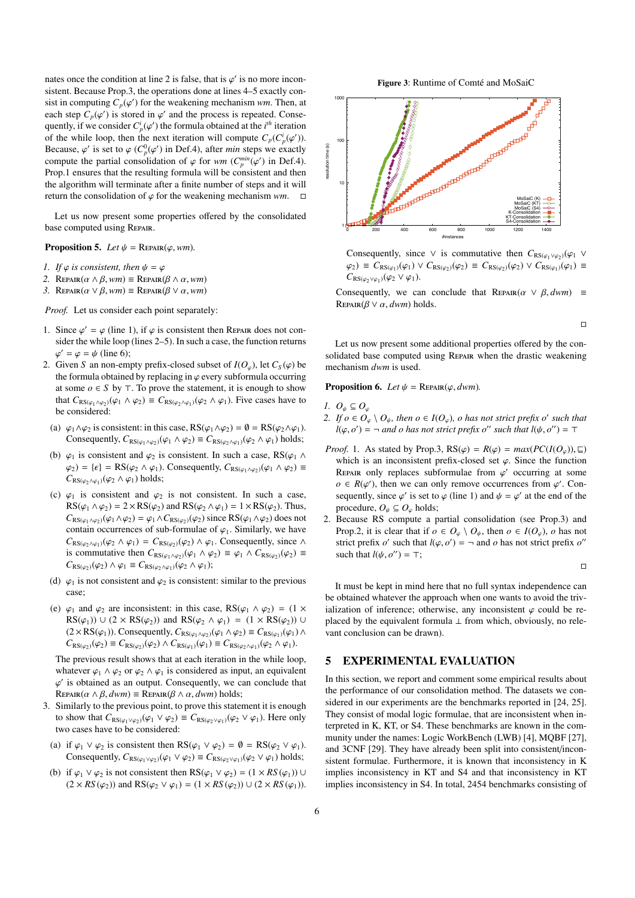nates once the condition at line 2 is false, that is $\varphi'$ is no more inconsistent. Because Prop.3, the operations done at lines 4–5 exactly consist in computing $C_p(\varphi')$ for the weakening mechanism *wm*. Then, at each step $C_p(\varphi')$ is stored in $\varphi'$ and the process is repeated. Consequently, if we consider $C_p^i(\varphi')$ the formula obtained at the $i^{th}$ iteration of the while loop, then the next iteration will compute $C_p(C_p^i(\varphi'))$. Because, $\varphi'$ is set to $\varphi$ ($C_p^0(\varphi')$ in Def.4), after *min* steps we exactly compute the partial consolidation of $\varphi$ for *wm* ($C_p^{min}(\varphi')$ in Def.4). Prop.1 ensures that the resulting formula will be consistent and then the algorithm will terminate after a finite number of steps and it will return the consolidation of $\varphi$ for the weakening mechanism *wm*. □

Let us now present some properties offered by the consolidated base computed using Repair.

**Proposition 5.** *Let* $\psi = \text{Repair}(\varphi, wm)$.

1. *If* $\varphi$ *is consistent, then* $\psi = \varphi$
2. $\text{Repair}(\alpha \wedge \beta, wm) \equiv \text{Repair}(\beta \wedge \alpha, wm)$
3. $\text{Repair}(\alpha \vee \beta, wm) \equiv \text{Repair}(\beta \vee \alpha, wm)$

*Proof.* Let us consider each point separately:

1. Since $\varphi' = \varphi$ (line 1), if $\varphi$ is consistent then Repair does not consider the while loop (lines 2–5). In such a case, the function returns $\varphi' = \varphi = \psi$ (line 6);
2. Given $S$ an non-empty prefix-closed subset of $I(O_\varphi)$, let $C_S(\varphi)$ be the formula obtained by replacing in $\varphi$ every subformulae occurring at some $o \in S$ by $\top$. To prove the statement, it is enough to show that $C_{\text{RS}(\varphi_1 \wedge \varphi_2)}(\varphi_1 \wedge \varphi_2) \equiv C_{\text{RS}(\varphi_2 \wedge \varphi_1)}(\varphi_2 \wedge \varphi_1)$. Five cases have to be considered:
   (a) $\varphi_1 \wedge \varphi_2$ is consistent: in this case, $\text{RS}(\varphi_1 \wedge \varphi_2) = \emptyset = \text{RS}(\varphi_2 \wedge \varphi_1)$. Consequently, $C_{\text{RS}(\varphi_1 \wedge \varphi_2)}(\varphi_1 \wedge \varphi_2) \equiv C_{\text{RS}(\varphi_2 \wedge \varphi_1)}(\varphi_2 \wedge \varphi_1)$ holds;
   (b) $\varphi_1$ is consistent and $\varphi_2$ is consistent. In such a case, $\text{RS}(\varphi_1 \wedge \varphi_2) = \{\epsilon\} = \text{RS}(\varphi_2 \wedge \varphi_1)$. Consequently, $C_{\text{RS}(\varphi_1 \wedge \varphi_2)}(\varphi_1 \wedge \varphi_2) \equiv C_{\text{RS}(\varphi_2 \wedge \varphi_1)}(\varphi_2 \wedge \varphi_1)$ holds;
   (c) $\varphi_1$ is consistent and $\varphi_2$ is not consistent. In such a case, $\text{RS}(\varphi_1 \wedge \varphi_2) = 2 \times \text{RS}(\varphi_2)$ and $\text{RS}(\varphi_2 \wedge \varphi_1) = 1 \times \text{RS}(\varphi_2)$. Thus, $C_{\text{RS}(\varphi_1 \wedge \varphi_2)}(\varphi_1 \wedge \varphi_2) = \varphi_1 \wedge C_{\text{RS}(\varphi_2)}(\varphi_2)$ since $\text{RS}(\varphi_1 \wedge \varphi_2)$ does not contain occurrences of sub-formulae of $\varphi_1$. Similarly, we have $C_{\text{RS}(\varphi_2 \wedge \varphi_1)}(\varphi_2 \wedge \varphi_1) = C_{\text{RS}(\varphi_2)}(\varphi_2) \wedge \varphi_1$. Consequently, since $\wedge$ is commutative then $C_{\text{RS}(\varphi_1 \wedge \varphi_2)}(\varphi_1 \wedge \varphi_2) \equiv \varphi_1 \wedge C_{\text{RS}(\varphi_2)}(\varphi_2) \equiv C_{\text{RS}(\varphi_2)}(\varphi_2) \wedge \varphi_1 \equiv C_{\text{RS}(\varphi_2 \wedge \varphi_1)}(\varphi_2 \wedge \varphi_1)$;
   (d) $\varphi_1$ is not consistent and $\varphi_2$ is consistent: similar to the previous case;
   (e) $\varphi_1$ and $\varphi_2$ are inconsistent: in this case, $\text{RS}(\varphi_1 \wedge \varphi_2) = (1 \times \text{RS}(\varphi_1)) \cup (2 \times \text{RS}(\varphi_2))$ and $\text{RS}(\varphi_2 \wedge \varphi_1) = (1 \times \text{RS}(\varphi_2)) \cup (2 \times \text{RS}(\varphi_1))$. Consequently, $C_{\text{RS}(\varphi_1 \wedge \varphi_2)}(\varphi_1 \wedge \varphi_2) \equiv C_{\text{RS}(\varphi_1)}(\varphi_1) \wedge C_{\text{RS}(\varphi_2)}(\varphi_2) \equiv C_{\text{RS}(\varphi_2)}(\varphi_2) \wedge C_{\text{RS}(\varphi_1)}(\varphi_1) \equiv C_{\text{RS}(\varphi_2 \wedge \varphi_1)}(\varphi_2 \wedge \varphi_1)$.

   The previous result shows that at each iteration in the while loop, whatever $\varphi_1 \wedge \varphi_2$ or $\varphi_2 \wedge \varphi_1$ is considered as input, an equivalent $\varphi'$ is obtained as an output. Consequently, we can conclude that $\text{Repair}(\alpha \wedge \beta, dwm) \equiv \text{Repair}(\beta \wedge \alpha, dwm)$ holds;
3. Similarly to the previous point, to prove this statement it is enough to show that $C_{\text{RS}(\varphi_1 \vee \varphi_2)}(\varphi_1 \vee \varphi_2) \equiv C_{\text{RS}(\varphi_2 \vee \varphi_1)}(\varphi_2 \vee \varphi_1)$. Here only two cases have to be considered:
   (a) if $\varphi_1 \vee \varphi_2$ is consistent then $\text{RS}(\varphi_1 \vee \varphi_2) = \emptyset = \text{RS}(\varphi_2 \vee \varphi_1)$. Consequently, $C_{\text{RS}(\varphi_1 \vee \varphi_2)}(\varphi_1 \vee \varphi_2) \equiv C_{\text{RS}(\varphi_2 \vee \varphi_1)}(\varphi_2 \vee \varphi_1)$ holds;
   (b) if $\varphi_1 \vee \varphi_2$ is not consistent then $\text{RS}(\varphi_1 \vee \varphi_2) = (1 \times RS(\varphi_1)) \cup (2 \times RS(\varphi_2))$ and $\text{RS}(\varphi_2 \vee \varphi_1) = (1 \times RS(\varphi_2)) \cup (2 \times RS(\varphi_1))$. Consequently, since $\vee$ is commutative then $C_{\text{RS}(\varphi_1 \vee \varphi_2)}(\varphi_1 \vee \varphi_2) \equiv C_{\text{RS}(\varphi_1)}(\varphi_1) \vee C_{\text{RS}(\varphi_2)}(\varphi_2) \equiv C_{\text{RS}(\varphi_2)}(\varphi_2) \vee C_{\text{RS}(\varphi_1)}(\varphi_1) \equiv C_{\text{RS}(\varphi_2 \vee \varphi_1)}(\varphi_2 \vee \varphi_1)$.

   Consequently, we can conclude that $\text{Repair}(\alpha \vee \beta, dwm) \equiv \text{Repair}(\beta \vee \alpha, dwm)$ holds.

□

Let us now present some additional properties offered by the consolidated base computed using Repair when the drastic weakening mechanism *dwm* is used.

**Proposition 6.** *Let* $\psi = \text{Repair}(\varphi, dwm)$.

1. $O_\psi \subseteq O_\varphi$
2. *If* $o \in O_\varphi \setminus O_\psi$*, then* $o \in I(O_\varphi)$*,* $o$ *has not strict prefix* $o'$ *such that* $l(\varphi, o') = \neg$ *and* $o$ *has not strict prefix* $o''$ *such that* $l(\psi, o'') = \top$

*Proof.* 1. As stated by Prop.3, $\text{RS}(\varphi) = R(\varphi) = max(PC(I(O_\varphi)), \sqsubseteq)$ which is an inconsistent prefix-closed set $\varphi$. Since the function Repair only replaces subformulae from $\varphi'$ occurring at some $o \in R(\varphi')$, then we can only remove occurrences from $\varphi'$. Consequently, since $\varphi'$ is set to $\varphi$ (line 1) and $\psi = \varphi'$ at the end of the procedure, $O_\psi \subseteq O_\varphi$ holds;
2. Because RS compute a partial consolidation (see Prop.3) and Prop.2, it is clear that if $o \in O_\varphi \setminus O_\psi$, then $o \in I(O_\varphi)$, $o$ has not strict prefix $o'$ such that $l(\varphi, o') = \neg$ and $o$ has not strict prefix $o''$ such that $l(\psi, o'') = \top$;

□

It must be kept in mind here that no full syntax independence can be obtained whatever the approach when one wants to avoid the trivialization of inference; otherwise, any inconsistent $\varphi$ could be replaced by the equivalent formula $\bot$ from which, obviously, no relevant conclusion can be drawn).

## 5 EXPERIMENTAL EVALUATION

In this section, we report and comment some empirical results about the performance of our consolidation method. The datasets we considered in our experiments are the benchmarks reported in [24, 25]. They consist of modal logic formulae, that are inconsistent when interpreted in K, KT, or S4. These benchmarks are known in the community under the names: Logic WorkBench (LWB) [4], MQBF [27], and 3CNF [29]. They have already been split into consistent/inconsistent formulae. Furthermore, it is known that inconsistency in K implies inconsistency in KT and S4 and that inconsistency in KT implies inconsistency in S4. In total, 2454 benchmarks consisting of

**Figure 3**: Runtime of Comté and MoSaiC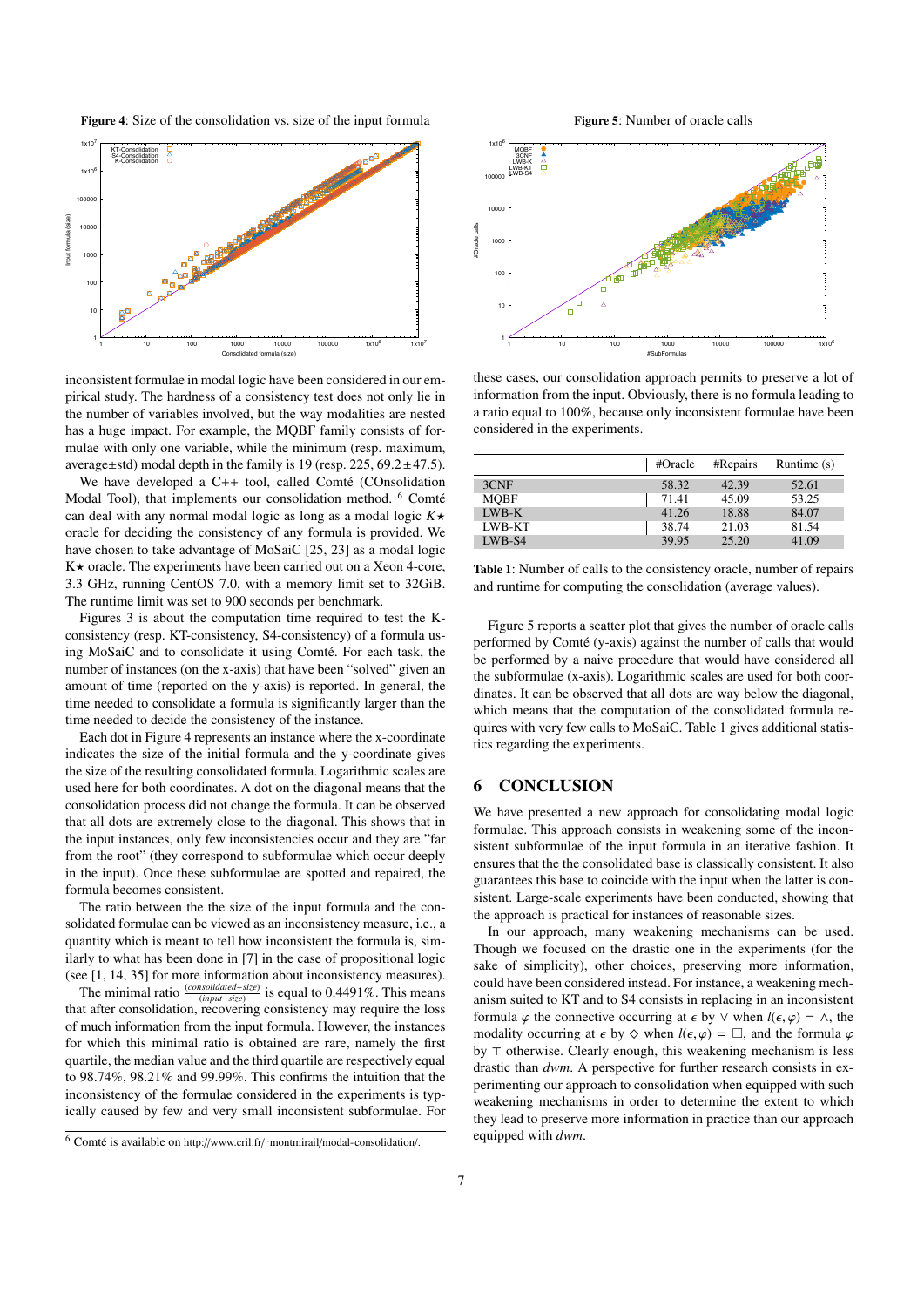**Figure 4**: Size of the consolidation vs. size of the input formula

**Figure 5**: Number of oracle calls

inconsistent formulae in modal logic have been considered in our empirical study. The hardness of a consistency test does not only lie in the number of variables involved, but the way modalities are nested has a huge impact. For example, the MQBF family consists of formulae with only one variable, while the minimum (resp. maximum, average±std) modal depth in the family is 19 (resp. 225, 69.2 ± 47.5).

We have developed a C++ tool, called Comté (COnsolidation Modal Tool), that implements our consolidation method. [6] Comté can deal with any normal modal logic as long as a modal logic $K\star$ oracle for deciding the consistency of any formula is provided. We have chosen to take advantage of MoSaiC [25, 23] as a modal logic K⋆ oracle. The experiments have been carried out on a Xeon 4-core, 3.3 GHz, running CentOS 7.0, with a memory limit set to 32GiB. The runtime limit was set to 900 seconds per benchmark.

Figures 3 is about the computation time required to test the K-consistency (resp. KT-consistency, S4-consistency) of a formula using MoSaiC and to consolidate it using Comté. For each task, the number of instances (on the x-axis) that have been "solved" given an amount of time (reported on the y-axis) is reported. In general, the time needed to consolidate a formula is significantly larger than the time needed to decide the consistency of the instance.

Each dot in Figure 4 represents an instance where the x-coordinate indicates the size of the initial formula and the y-coordinate gives the size of the resulting consolidated formula. Logarithmic scales are used here for both coordinates. A dot on the diagonal means that the consolidation process did not change the formula. It can be observed that all dots are extremely close to the diagonal. This shows that in the input instances, only few inconsistencies occur and they are "far from the root" (they correspond to subformulae which occur deeply in the input). Once these subformulae are spotted and repaired, the formula becomes consistent.

The ratio between the the size of the input formula and the consolidated formulae can be viewed as an inconsistency measure, i.e., a quantity which is meant to tell how inconsistent the formula is, similarly to what has been done in [7] in the case of propositional logic (see [1, 14, 35] for more information about inconsistency measures).

The minimal ratio $\frac{(consolidated-size)}{(input-size)}$ is equal to 0.4491%. This means that after consolidation, recovering consistency may require the loss of much information from the input formula. However, the instances for which this minimal ratio is obtained are rare, namely the first quartile, the median value and the third quartile are respectively equal to 98.74%, 98.21% and 99.99%. This confirms the intuition that the inconsistency of the formulae considered in the experiments is typically caused by few and very small inconsistent subformulae. For these cases, our consolidation approach permits to preserve a lot of information from the input. Obviously, there is no formula leading to a ratio equal to 100%, because only inconsistent formulae have been considered in the experiments.

| | #Oracle | #Repairs | Runtime (s) |
|---|---|---|---|
| 3CNF | 58.32 | 42.39 | 52.61 |
| MQBF | 71.41 | 45.09 | 53.25 |
| LWB-K | 41.26 | 18.88 | 84.07 |
| LWB-KT | 38.74 | 21.03 | 81.54 |
| LWB-S4 | 39.95 | 25.20 | 41.09 |

**Table 1**: Number of calls to the consistency oracle, number of repairs and runtime for computing the consolidation (average values).

Figure 5 reports a scatter plot that gives the number of oracle calls performed by Comté (y-axis) against the number of calls that would be performed by a naive procedure that would have considered all the subformulae (x-axis). Logarithmic scales are used for both coordinates. It can be observed that all dots are way below the diagonal, which means that the computation of the consolidated formula requires with very few calls to MoSaiC. Table 1 gives additional statistics regarding the experiments.

## 6 CONCLUSION

We have presented a new approach for consolidating modal logic formulae. This approach consists in weakening some of the inconsistent subformulae of the input formula in an iterative fashion. It ensures that the the consolidated base is classically consistent. It also guarantees this base to coincide with the input when the latter is consistent. Large-scale experiments have been conducted, showing that the approach is practical for instances of reasonable sizes.

In our approach, many weakening mechanisms can be used. Though we focused on the drastic one in the experiments (for the sake of simplicity), other choices, preserving more information, could have been considered instead. For instance, a weakening mechanism suited to KT and to S4 consists in replacing in an inconsistent formula $\varphi$ the connective occurring at $\epsilon$ by $\vee$ when $l(\epsilon, \varphi) = \wedge$, the modality occurring at $\epsilon$ by $\Diamond$ when $l(\epsilon, \varphi) = \Box$, and the formula $\varphi$ by $\top$ otherwise. Clearly enough, this weakening mechanism is less drastic than *dwm*. A perspective for further research consists in experimenting our approach to consolidation when equipped with such weakening mechanisms in order to determine the extent to which they lead to preserve more information in practice than our approach equipped with *dwm*.

[6] Comté is available on http://www.cril.fr/~montmirail/modal-consolidation/.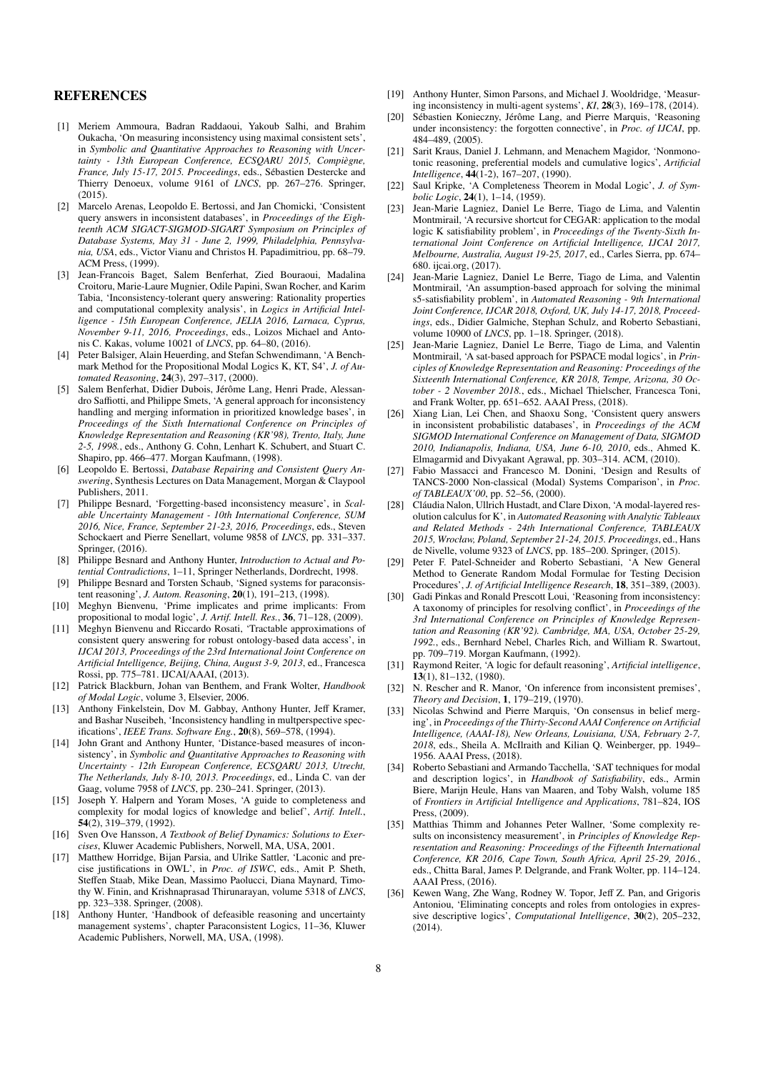## REFERENCES

[1] Meriem Ammoura, Badran Raddaoui, Yakoub Salhi, and Brahim Oukacha, 'On measuring inconsistency using maximal consistent sets', in *Symbolic and Quantitative Approaches to Reasoning with Uncertainty - 13th European Conference, ECSQARU 2015, Compiègne, France, July 15-17, 2015. Proceedings*, eds., Sébastien Destercke and Thierry Denoeux, volume 9161 of *LNCS*, pp. 267–276. Springer, (2015).

[2] Marcelo Arenas, Leopoldo E. Bertossi, and Jan Chomicki, 'Consistent query answers in inconsistent databases', in *Proceedings of the Eighteenth ACM SIGACT-SIGMOD-SIGART Symposium on Principles of Database Systems, May 31 - June 2, 1999, Philadelphia, Pennsylvania, USA*, eds., Victor Vianu and Christos H. Papadimitriou, pp. 68–79. ACM Press, (1999).

[3] Jean-Francois Baget, Salem Benferhat, Zied Bouraoui, Madalina Croitoru, Marie-Laure Mugnier, Odile Papini, Swan Rocher, and Karim Tabia, 'Inconsistency-tolerant query answering: Rationality properties and computational complexity analysis', in *Logics in Artificial Intelligence - 15th European Conference, JELIA 2016, Larnaca, Cyprus, November 9-11, 2016, Proceedings*, eds., Loizos Michael and Antonis C. Kakas, volume 10021 of *LNCS*, pp. 64–80, (2016).

[4] Peter Balsiger, Alain Heuerding, and Stefan Schwendimann, 'A Benchmark Method for the Propositional Modal Logics K, KT, S4', *J. of Automated Reasoning*, **24**(3), 297–317, (2000).

[5] Salem Benferhat, Didier Dubois, Jérôme Lang, Henri Prade, Alessandro Saffiotti, and Philippe Smets, 'A general approach for inconsistency handling and merging information in prioritized knowledge bases', in *Proceedings of the Sixth International Conference on Principles of Knowledge Representation and Reasoning (KR'98), Trento, Italy, June 2-5, 1998.*, eds., Anthony G. Cohn, Lenhart K. Schubert, and Stuart C. Shapiro, pp. 466–477. Morgan Kaufmann, (1998).

[6] Leopoldo E. Bertossi, *Database Repairing and Consistent Query Answering*, Synthesis Lectures on Data Management, Morgan & Claypool Publishers, 2011.

[7] Philippe Besnard, 'Forgetting-based inconsistency measure', in *Scalable Uncertainty Management - 10th International Conference, SUM 2016, Nice, France, September 21-23, 2016, Proceedings*, eds., Steven Schockaert and Pierre Senellart, volume 9858 of *LNCS*, pp. 331–337. Springer, (2016).

[8] Philippe Besnard and Anthony Hunter, *Introduction to Actual and Potential Contradictions*, 1–11, Springer Netherlands, Dordrecht, 1998.

[9] Philippe Besnard and Torsten Schaub, 'Signed systems for paraconsistent reasoning', *J. Autom. Reasoning*, **20**(1), 191–213, (1998).

[10] Meghyn Bienvenu, 'Prime implicates and prime implicants: From propositional to modal logic', *J. Artif. Intell. Res.*, **36**, 71–128, (2009).

[11] Meghyn Bienvenu and Riccardo Rosati, 'Tractable approximations of consistent query answering for robust ontology-based data access', in *IJCAI 2013, Proceedings of the 23rd International Joint Conference on Artificial Intelligence, Beijing, China, August 3-9, 2013*, ed., Francesca Rossi, pp. 775–781. IJCAI/AAAI, (2013).

[12] Patrick Blackburn, Johan van Benthem, and Frank Wolter, *Handbook of Modal Logic*, volume 3, Elsevier, 2006.

[13] Anthony Finkelstein, Dov M. Gabbay, Anthony Hunter, Jeff Kramer, and Bashar Nuseibeh, 'Inconsistency handling in multperspective specifications', *IEEE Trans. Software Eng.*, **20**(8), 569–578, (1994).

[14] John Grant and Anthony Hunter, 'Distance-based measures of inconsistency', in *Symbolic and Quantitative Approaches to Reasoning with Uncertainty - 12th European Conference, ECSQARU 2013, Utrecht, The Netherlands, July 8-10, 2013. Proceedings*, ed., Linda C. van der Gaag, volume 7958 of *LNCS*, pp. 230–241. Springer, (2013).

[15] Joseph Y. Halpern and Yoram Moses, 'A guide to completeness and complexity for modal logics of knowledge and belief', *Artif. Intell.*, **54**(2), 319–379, (1992).

[16] Sven Ove Hansson, *A Textbook of Belief Dynamics: Solutions to Exercises*, Kluwer Academic Publishers, Norwell, MA, USA, 2001.

[17] Matthew Horridge, Bijan Parsia, and Ulrike Sattler, 'Laconic and precise justifications in OWL', in *Proc. of ISWC*, eds., Amit P. Sheth, Steffen Staab, Mike Dean, Massimo Paolucci, Diana Maynard, Timothy W. Finin, and Krishnaprasad Thirunarayan, volume 5318 of *LNCS*, pp. 323–338. Springer, (2008).

[18] Anthony Hunter, 'Handbook of defeasible reasoning and uncertainty management systems', chapter Paraconsistent Logics, 11–36, Kluwer Academic Publishers, Norwell, MA, USA, (1998).

[19] Anthony Hunter, Simon Parsons, and Michael J. Wooldridge, 'Measuring inconsistency in multi-agent systems', *KI*, **28**(3), 169–178, (2014).

[20] Sébastien Konieczny, Jérôme Lang, and Pierre Marquis, 'Reasoning under inconsistency: the forgotten connective', in *Proc. of IJCAI*, pp. 484–489, (2005).

[21] Sarit Kraus, Daniel J. Lehmann, and Menachem Magidor, 'Nonmonotonic reasoning, preferential models and cumulative logics', *Artificial Intelligence*, **44**(1-2), 167–207, (1990).

[22] Saul Kripke, 'A Completeness Theorem in Modal Logic', *J. of Symbolic Logic*, **24**(1), 1–14, (1959).

[23] Jean-Marie Lagniez, Daniel Le Berre, Tiago de Lima, and Valentin Montmirail, 'A recursive shortcut for CEGAR: application to the modal logic K satisfiability problem', in *Proceedings of the Twenty-Sixth International Joint Conference on Artificial Intelligence, IJCAI 2017, Melbourne, Australia, August 19-25, 2017*, ed., Carles Sierra, pp. 674–680. ijcai.org, (2017).

[24] Jean-Marie Lagniez, Daniel Le Berre, Tiago de Lima, and Valentin Montmirail, 'An assumption-based approach for solving the minimal s5-satisfiability problem', in *Automated Reasoning - 9th International Joint Conference, IJCAR 2018, Oxford, UK, July 14-17, 2018, Proceedings*, eds., Didier Galmiche, Stephan Schulz, and Roberto Sebastiani, volume 10900 of *LNCS*, pp. 1–18. Springer, (2018).

[25] Jean-Marie Lagniez, Daniel Le Berre, Tiago de Lima, and Valentin Montmirail, 'A sat-based approach for PSPACE modal logics', in *Principles of Knowledge Representation and Reasoning: Proceedings of the Sixteenth International Conference, KR 2018, Tempe, Arizona, 30 October - 2 November 2018.*, eds., Michael Thielscher, Francesca Toni, and Frank Wolter, pp. 651–652. AAAI Press, (2018).

[26] Xiang Lian, Lei Chen, and Shaoxu Song, 'Consistent query answers in inconsistent probabilistic databases', in *Proceedings of the ACM SIGMOD International Conference on Management of Data, SIGMOD 2010, Indianapolis, Indiana, USA, June 6-10, 2010*, eds., Ahmed K. Elmagarmid and Divyakant Agrawal, pp. 303–314. ACM, (2010).

[27] Fabio Massacci and Francesco M. Donini, 'Design and Results of TANCS-2000 Non-classical (Modal) Systems Comparison', in *Proc. of TABLEAUX'00*, pp. 52–56, (2000).

[28] Cláudia Nalon, Ullrich Hustadt, and Clare Dixon, 'A modal-layered resolution calculus for K', in *Automated Reasoning with Analytic Tableaux and Related Methods - 24th International Conference, TABLEAUX 2015, Wrocław, Poland, September 21-24, 2015. Proceedings*, ed., Hans de Nivelle, volume 9323 of *LNCS*, pp. 185–200. Springer, (2015).

[29] Peter F. Patel-Schneider and Roberto Sebastiani, 'A New General Method to Generate Random Modal Formulae for Testing Decision Procedures', *J. of Artificial Intelligence Research*, **18**, 351–389, (2003).

[30] Gadi Pinkas and Ronald Prescott Loui, 'Reasoning from inconsistency: A taxonomy of principles for resolving conflict', in *Proceedings of the 3rd International Conference on Principles of Knowledge Representation and Reasoning (KR'92). Cambridge, MA, USA, October 25-29, 1992.*, eds., Bernhard Nebel, Charles Rich, and William R. Swartout, pp. 709–719. Morgan Kaufmann, (1992).

[31] Raymond Reiter, 'A logic for default reasoning', *Artificial intelligence*, **13**(1), 81–132, (1980).

[32] N. Rescher and R. Manor, 'On inference from inconsistent premises', *Theory and Decision*, **1**, 179–219, (1970).

[33] Nicolas Schwind and Pierre Marquis, 'On consensus in belief merging', in *Proceedings of the Thirty-Second AAAI Conference on Artificial Intelligence, (AAAI-18), New Orleans, Louisiana, USA, February 2-7, 2018*, eds., Sheila A. McIlraith and Kilian Q. Weinberger, pp. 1949–1956. AAAI Press, (2018).

[34] Roberto Sebastiani and Armando Tacchella, 'SAT techniques for modal and description logics', in *Handbook of Satisfiability*, eds., Armin Biere, Marijn Heule, Hans van Maaren, and Toby Walsh, volume 185 of *Frontiers in Artificial Intelligence and Applications*, 781–824, IOS Press, (2009).

[35] Matthias Thimm and Johannes Peter Wallner, 'Some complexity results on inconsistency measurement', in *Principles of Knowledge Representation and Reasoning: Proceedings of the Fifteenth International Conference, KR 2016, Cape Town, South Africa, April 25-29, 2016.*, eds., Chitta Baral, James P. Delgrande, and Frank Wolter, pp. 114–124. AAAI Press, (2016).

[36] Kewen Wang, Zhe Wang, Rodney W. Topor, Jeff Z. Pan, and Grigoris Antoniou, 'Eliminating concepts and roles from ontologies in expressive descriptive logics', *Computational Intelligence*, **30**(2), 205–232, (2014).